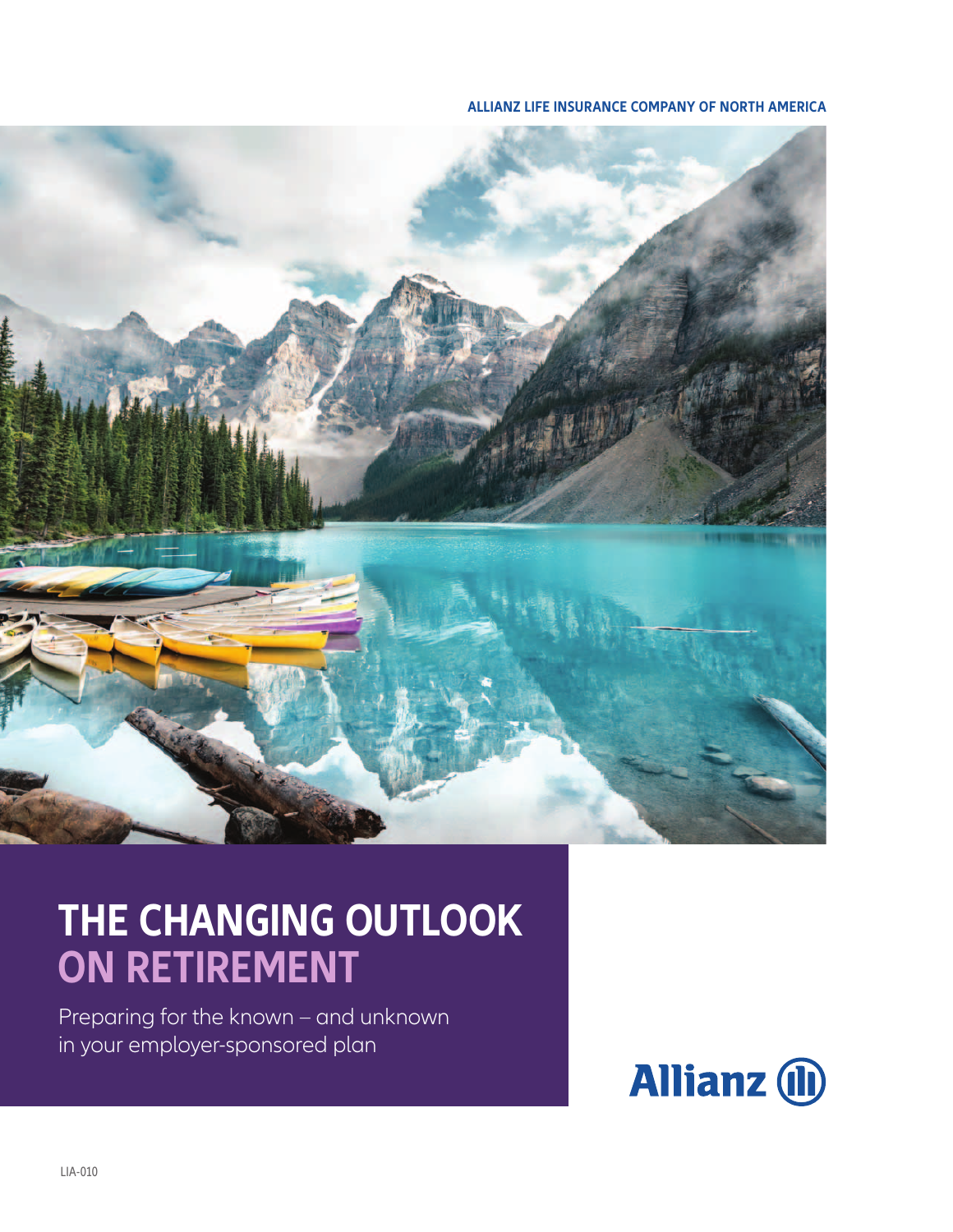ALLIANZ LIFE INSURANCE COMPANY OF NORTH AMERICA

# THE CHANGING OUTLOOK ON RETIREMENT

Preparing for the known – and unknown in your employer-sponsored plan

Allianz

LIA-010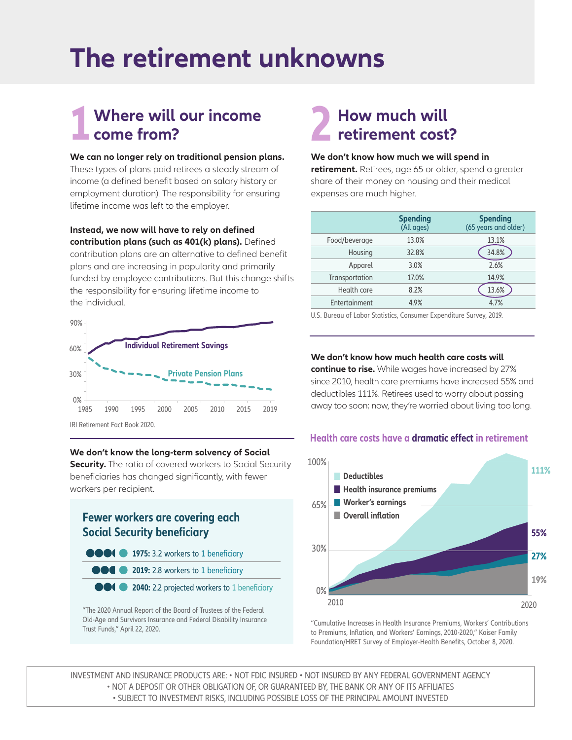# The retirement unknowns

## 1 Where will our income come from?

**We can no longer rely on traditional pension plans.** These types of plans paid retirees a steady stream of income (a defined benefit based on salary history or employment duration). The responsibility for ensuring lifetime income was left to the employer.

**Instead, we now will have to rely on defined contribution plans (such as 401(k) plans).** Defined contribution plans are an alternative to defined benefit plans and are increasing in popularity and primarily funded by employee contributions. But this change shifts the responsibility for ensuring lifetime income to the individual.

Individual Retirement Savings

Private Pension Plans

IRI Retirement Fact Book 2020.

**We don't know the long-term solvency of Social Security.** The ratio of covered workers to Social Security beneficiaries has changed significantly, with fewer workers per recipient.

### Fewer workers are covering each Social Security beneficiary

- **1975:** 3.2 workers to 1 beneficiary
- **2019:** 2.8 workers to 1 beneficiary
- **2040:** 2.2 projected workers to 1 beneficiary

"The 2020 Annual Report of the Board of Trustees of the Federal Old-Age and Survivors Insurance and Federal Disability Insurance Trust Funds," April 22, 2020.

## 2 How much will retirement cost?

**We don't know how much we will spend in retirement.** Retirees, age 65 or older, spend a greater share of their money on housing and their medical expenses are much higher.

| | Spending (All ages) | Spending (65 years and older) |
|---|---|---|
| Food/beverage | 13.0% | 13.1% |
| Housing | 32.8% | 34.8% |
| Apparel | 3.0% | 2.6% |
| Transportation | 17.0% | 14.9% |
| Health care | 8.2% | 13.6% |
| Entertainment | 4.9% | 4.7% |

U.S. Bureau of Labor Statistics, Consumer Expenditure Survey, 2019.

**We don't know how much health care costs will continue to rise.** While wages have increased by 27% since 2010, health care premiums have increased 55% and deductibles 111%. Retirees used to worry about passing away too soon; now, they're worried about living too long.

### Health care costs have a dramatic effect in retirement

- Deductibles: 111%
- Health insurance premiums: 55%
- Worker's earnings: 27%
- Overall inflation: 19%

"Cumulative Increases in Health Insurance Premiums, Workers' Contributions to Premiums, Inflation, and Workers' Earnings, 2010-2020," Kaiser Family Foundation/HRET Survey of Employer-Health Benefits, October 8, 2020.

INVESTMENT AND INSURANCE PRODUCTS ARE: • NOT FDIC INSURED • NOT INSURED BY ANY FEDERAL GOVERNMENT AGENCY • NOT A DEPOSIT OR OTHER OBLIGATION OF, OR GUARANTEED BY, THE BANK OR ANY OF ITS AFFILIATES • SUBJECT TO INVESTMENT RISKS, INCLUDING POSSIBLE LOSS OF THE PRINCIPAL AMOUNT INVESTED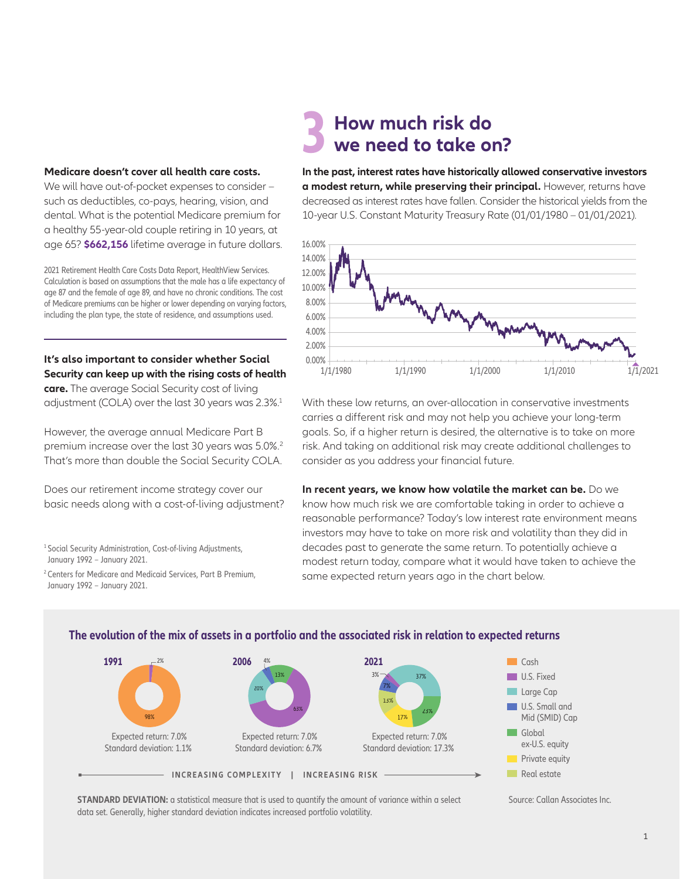**Medicare doesn't cover all health care costs.** We will have out-of-pocket expenses to consider – such as deductibles, co-pays, hearing, vision, and dental. What is the potential Medicare premium for a healthy 55-year-old couple retiring in 10 years, at age 65? **$662,156** lifetime average in future dollars.

2021 Retirement Health Care Costs Data Report, HealthView Services. Calculation is based on assumptions that the male has a life expectancy of age 87 and the female of age 89, and have no chronic conditions. The cost of Medicare premiums can be higher or lower depending on varying factors, including the plan type, the state of residence, and assumptions used.

**It's also important to consider whether Social Security can keep up with the rising costs of health care.** The average Social Security cost of living adjustment (COLA) over the last 30 years was 2.3%.[1]

However, the average annual Medicare Part B premium increase over the last 30 years was 5.0%.[2] That's more than double the Social Security COLA.

Does our retirement income strategy cover our basic needs along with a cost-of-living adjustment?

[1] Social Security Administration, Cost-of-living Adjustments, January 1992 – January 2021.

[2] Centers for Medicare and Medicaid Services, Part B Premium, January 1992 – January 2021.

# 3 How much risk do we need to take on?

**In the past, interest rates have historically allowed conservative investors a modest return, while preserving their principal.** However, returns have decreased as interest rates have fallen. Consider the historical yields from the 10-year U.S. Constant Maturity Treasury Rate (01/01/1980 – 01/01/2021).

With these low returns, an over-allocation in conservative investments carries a different risk and may not help you achieve your long-term goals. So, if a higher return is desired, the alternative is to take on more risk. And taking on additional risk may create additional challenges to consider as you address your financial future.

**In recent years, we know how volatile the market can be.** Do we know how much risk we are comfortable taking in order to achieve a reasonable performance? Today's low interest rate environment means investors may have to take on more risk and volatility than they did in decades past to generate the same return. To potentially achieve a modest return today, compare what it would have taken to achieve the same expected return years ago in the chart below.

## The evolution of the mix of assets in a portfolio and the associated risk in relation to expected returns

| | 1991 | 2006 | 2021 |
|---|---|---|---|
| Cash | 98% | | |
| U.S. Fixed | 2% | 63% | 3% |
| Large Cap | | 20% | 37% |
| U.S. Small and Mid (SMID) Cap | | 4% | 7% |
| Global ex-U.S. equity | | 13% | 23% |
| Private equity | | | 17% |
| Real estate | | | 13% |
| Expected return | 7.0% | 7.0% | 7.0% |
| Standard deviation | 1.1% | 6.7% | 17.3% |

INCREASING COMPLEXITY | INCREASING RISK

**STANDARD DEVIATION:** a statistical measure that is used to quantify the amount of variance within a select data set. Generally, higher standard deviation indicates increased portfolio volatility.

Source: Callan Associates Inc.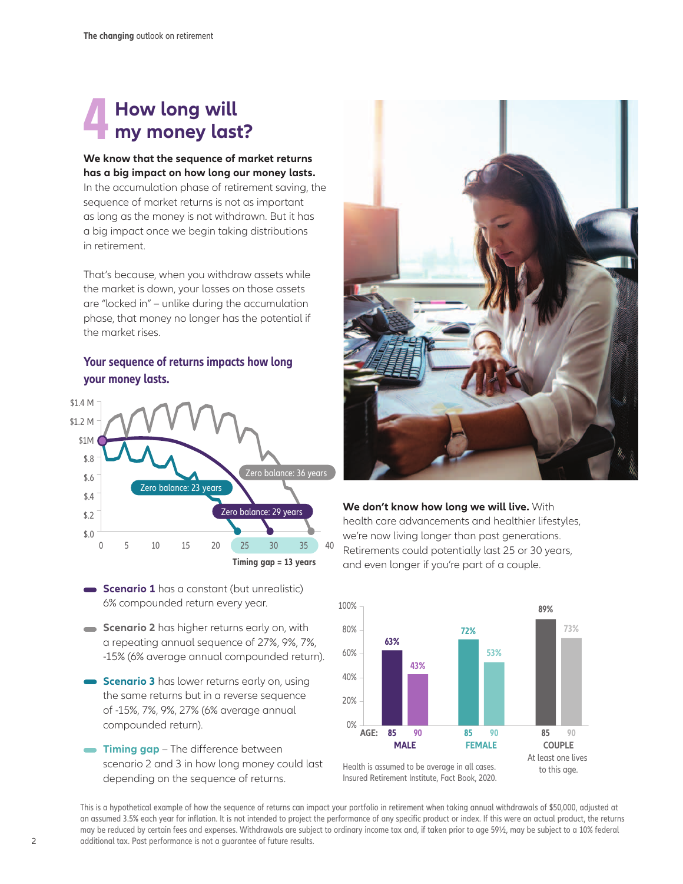# 4 How long will my money last?

**We know that the sequence of market returns has a big impact on how long our money lasts.** In the accumulation phase of retirement saving, the sequence of market returns is not as important as long as the money is not withdrawn. But it has a big impact once we begin taking distributions in retirement.

That's because, when you withdraw assets while the market is down, your losses on those assets are "locked in" – unlike during the accumulation phase, that money no longer has the potential if the market rises.

## Your sequence of returns impacts how long your money lasts.

Zero balance: 36 years

Zero balance: 23 years

Zero balance: 29 years

Timing gap = 13 years

- **Scenario 1** has a constant (but unrealistic) 6% compounded return every year.
- **Scenario 2** has higher returns early on, with a repeating annual sequence of 27%, 9%, 7%, -15% (6% average annual compounded return).
- **Scenario 3** has lower returns early on, using the same returns but in a reverse sequence of -15%, 7%, 9%, 27% (6% average annual compounded return).
- **Timing gap** – The difference between scenario 2 and 3 in how long money could last depending on the sequence of returns.

**We don't know how long we will live.** With health care advancements and healthier lifestyles, we're now living longer than past generations. Retirements could potentially last 25 or 30 years, and even longer if you're part of a couple.

| AGE: | 85 | 90 |
|---|---|---|
| MALE | 63% | 43% |
| FEMALE | 72% | 53% |
| COUPLE (At least one lives to this age.) | 89% | 73% |

Health is assumed to be average in all cases. Insured Retirement Institute, Fact Book, 2020.

This is a hypothetical example of how the sequence of returns can impact your portfolio in retirement when taking annual withdrawals of $50,000, adjusted at an assumed 3.5% each year for inflation. It is not intended to project the performance of any specific product or index. If this were an actual product, the returns may be reduced by certain fees and expenses. Withdrawals are subject to ordinary income tax and, if taken prior to age 59½, may be subject to a 10% federal additional tax. Past performance is not a guarantee of future results.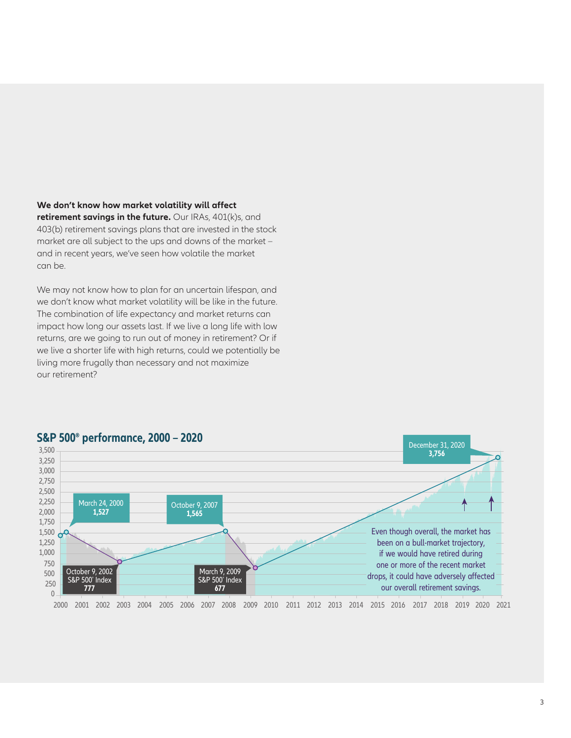**We don't know how market volatility will affect retirement savings in the future.** Our IRAs, 401(k)s, and 403(b) retirement savings plans that are invested in the stock market are all subject to the ups and downs of the market – and in recent years, we've seen how volatile the market can be.

We may not know how to plan for an uncertain lifespan, and we don't know what market volatility will be like in the future. The combination of life expectancy and market returns can impact how long our assets last. If we live a long life with low returns, are we going to run out of money in retirement? Or if we live a shorter life with high returns, could we potentially be living more frugally than necessary and not maximize our retirement?

## S&P 500® performance, 2000 – 2020

- March 24, 2000: **1,527**
- October 9, 2002 S&P 500® Index: **777**
- October 9, 2007: **1,565**
- March 9, 2009 S&P 500® Index: **677**
- December 31, 2020: **3,756**

Even though overall, the market has been on a bull-market trajectory, if we would have retired during one or more of the recent market drops, it could have adversely affected our overall retirement savings.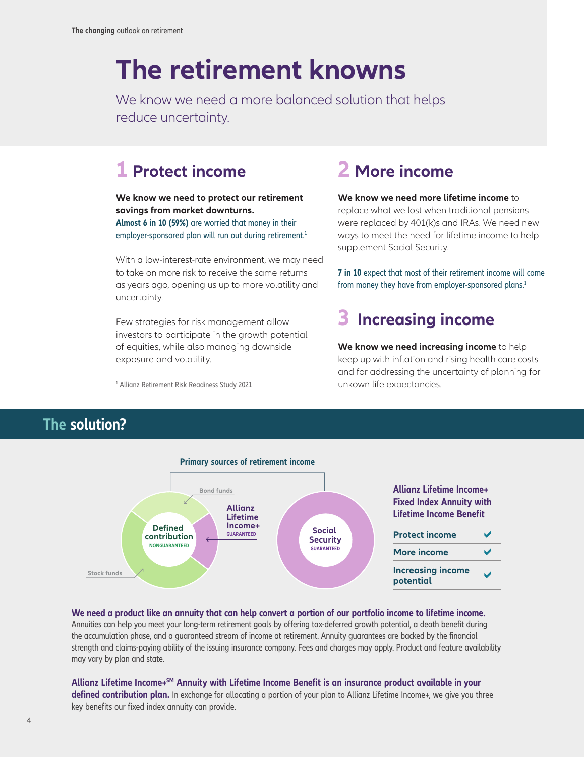# The retirement knowns

We know we need a more balanced solution that helps reduce uncertainty.

## 1 Protect income

**We know we need to protect our retirement savings from market downturns.**
**Almost 6 in 10 (59%)** are worried that money in their employer-sponsored plan will run out during retirement.[1]

With a low-interest-rate environment, we may need to take on more risk to receive the same returns as years ago, opening us up to more volatility and uncertainty.

Few strategies for risk management allow investors to participate in the growth potential of equities, while also managing downside exposure and volatility.

[1] Allianz Retirement Risk Readiness Study 2021

## 2 More income

**We know we need more lifetime income** to replace what we lost when traditional pensions were replaced by 401(k)s and IRAs. We need new ways to meet the need for lifetime income to help supplement Social Security.

**7 in 10** expect that most of their retirement income will come from money they have from employer-sponsored plans.[1]

## 3 Increasing income

**We know we need increasing income** to help keep up with inflation and rising health care costs and for addressing the uncertainty of planning for unkown life expectancies.

## The solution?

**Primary sources of retirement income**

- Defined contribution (NONGUARANTEED): Bond funds, Stock funds, Allianz Lifetime Income+ (GUARANTEED)
- Social Security (GUARANTEED)

**Allianz Lifetime Income+ Fixed Index Annuity with Lifetime Income Benefit**

| Benefit | |
|---|---|
| Protect income | ✔ |
| More income | ✔ |
| Increasing income potential | ✔ |

**We need a product like an annuity that can help convert a portion of our portfolio income to lifetime income.** Annuities can help you meet your long-term retirement goals by offering tax-deferred growth potential, a death benefit during the accumulation phase, and a guaranteed stream of income at retirement. Annuity guarantees are backed by the financial strength and claims-paying ability of the issuing insurance company. Fees and charges may apply. Product and feature availability may vary by plan and state.

**Allianz Lifetime Income+℠ Annuity with Lifetime Income Benefit is an insurance product available in your defined contribution plan.** In exchange for allocating a portion of your plan to Allianz Lifetime Income+, we give you three key benefits our fixed index annuity can provide.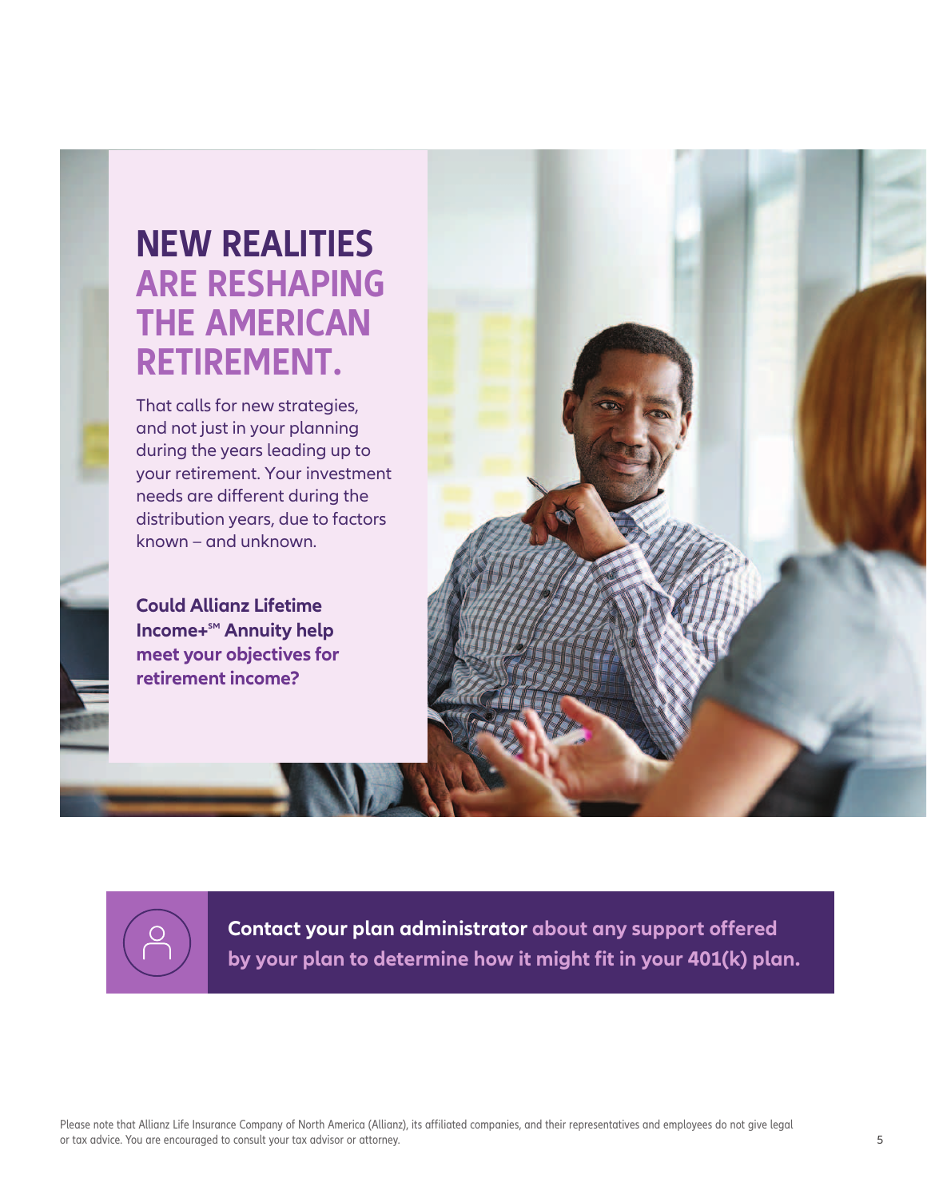# NEW REALITIES ARE RESHAPING THE AMERICAN RETIREMENT.

That calls for new strategies, and not just in your planning during the years leading up to your retirement. Your investment needs are different during the distribution years, due to factors known – and unknown.

**Could Allianz Lifetime Income+℠ Annuity help meet your objectives for retirement income?**

**Contact your plan administrator about any support offered by your plan to determine how it might fit in your 401(k) plan.**

Please note that Allianz Life Insurance Company of North America (Allianz), its affiliated companies, and their representatives and employees do not give legal or tax advice. You are encouraged to consult your tax advisor or attorney.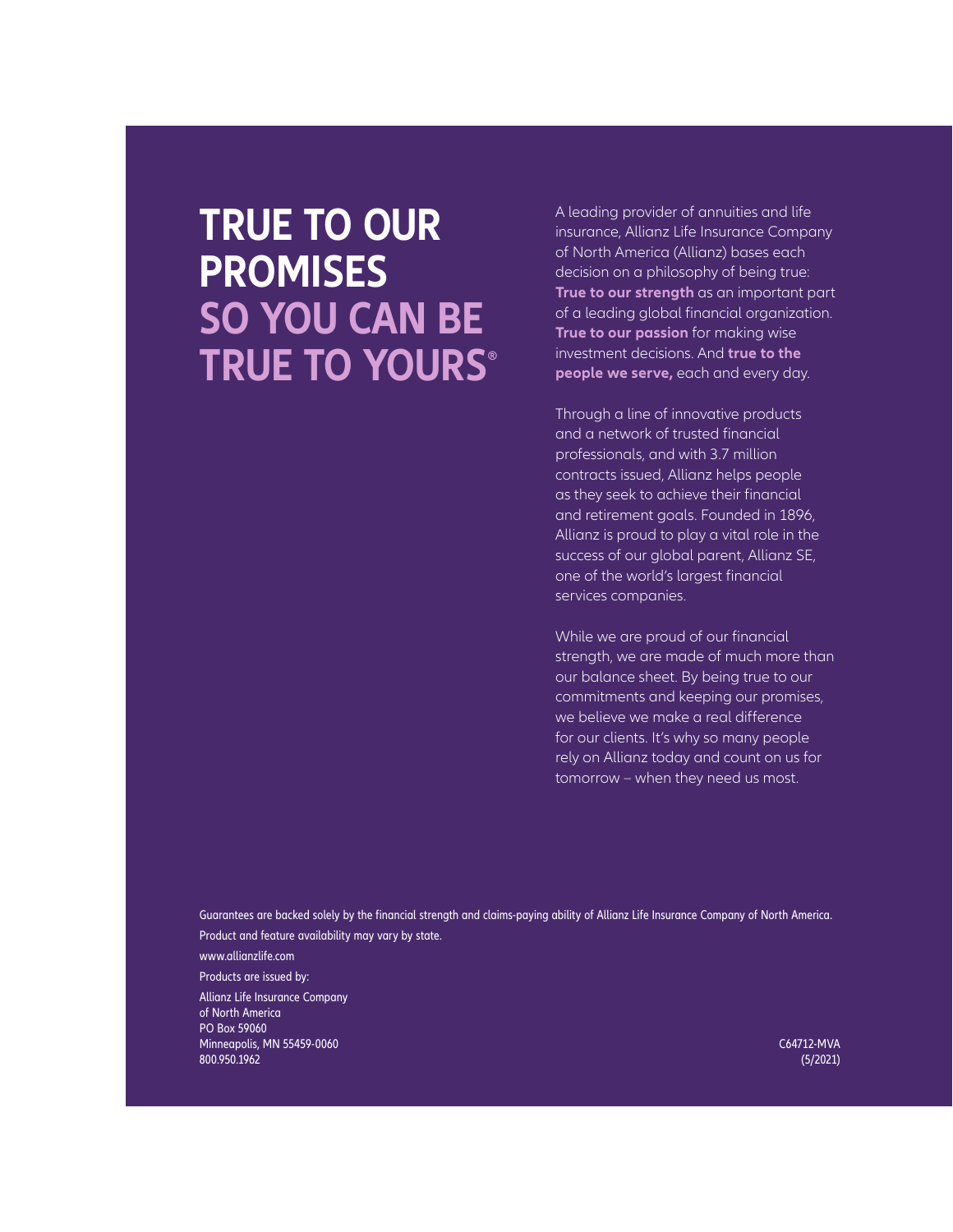# TRUE TO OUR PROMISES SO YOU CAN BE TRUE TO YOURS®

A leading provider of annuities and life insurance, Allianz Life Insurance Company of North America (Allianz) bases each decision on a philosophy of being true: **True to our strength** as an important part of a leading global financial organization. **True to our passion** for making wise investment decisions. And **true to the people we serve,** each and every day.

Through a line of innovative products and a network of trusted financial professionals, and with 3.7 million contracts issued, Allianz helps people as they seek to achieve their financial and retirement goals. Founded in 1896, Allianz is proud to play a vital role in the success of our global parent, Allianz SE, one of the world's largest financial services companies.

While we are proud of our financial strength, we are made of much more than our balance sheet. By being true to our commitments and keeping our promises, we believe we make a real difference for our clients. It's why so many people rely on Allianz today and count on us for tomorrow – when they need us most.

Guarantees are backed solely by the financial strength and claims-paying ability of Allianz Life Insurance Company of North America.

Product and feature availability may vary by state.

www.allianzlife.com

Products are issued by:

Allianz Life Insurance Company
of North America
PO Box 59060
Minneapolis, MN 55459-0060
800.950.1962

C64712-MVA
(5/2021)